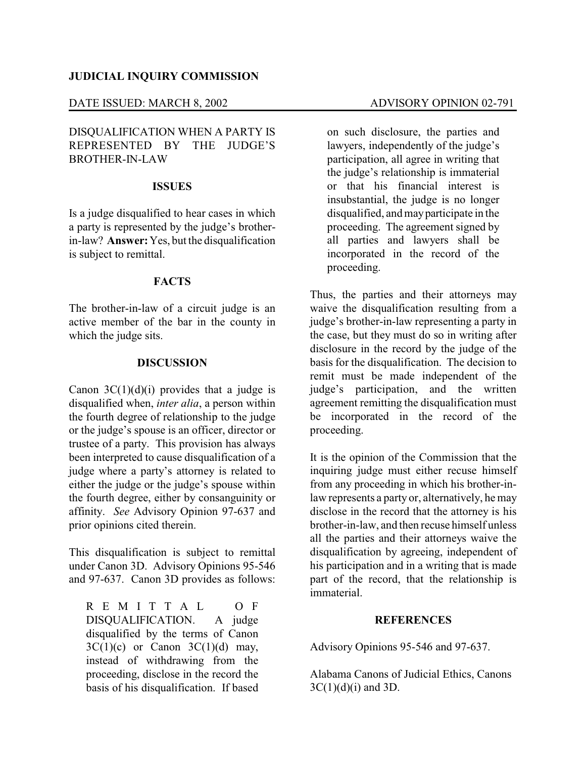**JUDICIAL INQUIRY COMMISSION**

DATE ISSUED: MARCH 8, 2002 ADVISORY OPINION 02-791

DISQUALIFICATION WHEN A PARTY IS REPRESENTED BY THE JUDGE'S BROTHER-IN-LAW

**ISSUES**

Is a judge disqualified to hear cases in which a party is represented by the judge's brother-in-law? **Answer:** Yes, but the disqualification is subject to remittal.

**FACTS**

The brother-in-law of a circuit judge is an active member of the bar in the county in which the judge sits.

**DISCUSSION**

Canon 3C(1)(d)(i) provides that a judge is disqualified when, *inter alia*, a person within the fourth degree of relationship to the judge or the judge's spouse is an officer, director or trustee of a party. This provision has always been interpreted to cause disqualification of a judge where a party's attorney is related to either the judge or the judge's spouse within the fourth degree, either by consanguinity or affinity. *See* Advisory Opinion 97-637 and prior opinions cited therein.

This disqualification is subject to remittal under Canon 3D. Advisory Opinions 95-546 and 97-637. Canon 3D provides as follows:

> REMITTAL OF DISQUALIFICATION. A judge disqualified by the terms of Canon 3C(1)(c) or Canon 3C(1)(d) may, instead of withdrawing from the proceeding, disclose in the record the basis of his disqualification. If based on such disclosure, the parties and lawyers, independently of the judge's participation, all agree in writing that the judge's relationship is immaterial or that his financial interest is insubstantial, the judge is no longer disqualified, and may participate in the proceeding. The agreement signed by all parties and lawyers shall be incorporated in the record of the proceeding.

Thus, the parties and their attorneys may waive the disqualification resulting from a judge's brother-in-law representing a party in the case, but they must do so in writing after disclosure in the record by the judge of the basis for the disqualification. The decision to remit must be made independent of the judge's participation, and the written agreement remitting the disqualification must be incorporated in the record of the proceeding.

It is the opinion of the Commission that the inquiring judge must either recuse himself from any proceeding in which his brother-in-law represents a party or, alternatively, he may disclose in the record that the attorney is his brother-in-law, and then recuse himself unless all the parties and their attorneys waive the disqualification by agreeing, independent of his participation and in a writing that is made part of the record, that the relationship is immaterial.

**REFERENCES**

Advisory Opinions 95-546 and 97-637.

Alabama Canons of Judicial Ethics, Canons 3C(1)(d)(i) and 3D.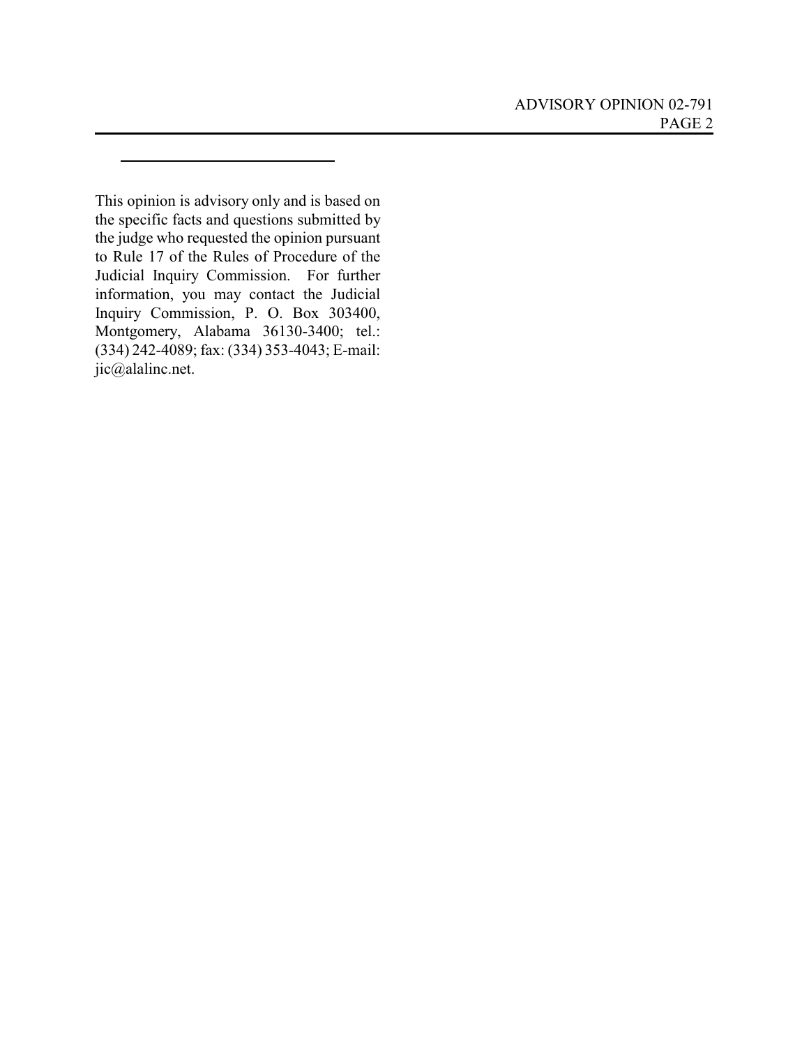---

This opinion is advisory only and is based on the specific facts and questions submitted by the judge who requested the opinion pursuant to Rule 17 of the Rules of Procedure of the Judicial Inquiry Commission. For further information, you may contact the Judicial Inquiry Commission, P. O. Box 303400, Montgomery, Alabama 36130-3400; tel.: (334) 242-4089; fax: (334) 353-4043; E-mail: jic@alalinc.net.